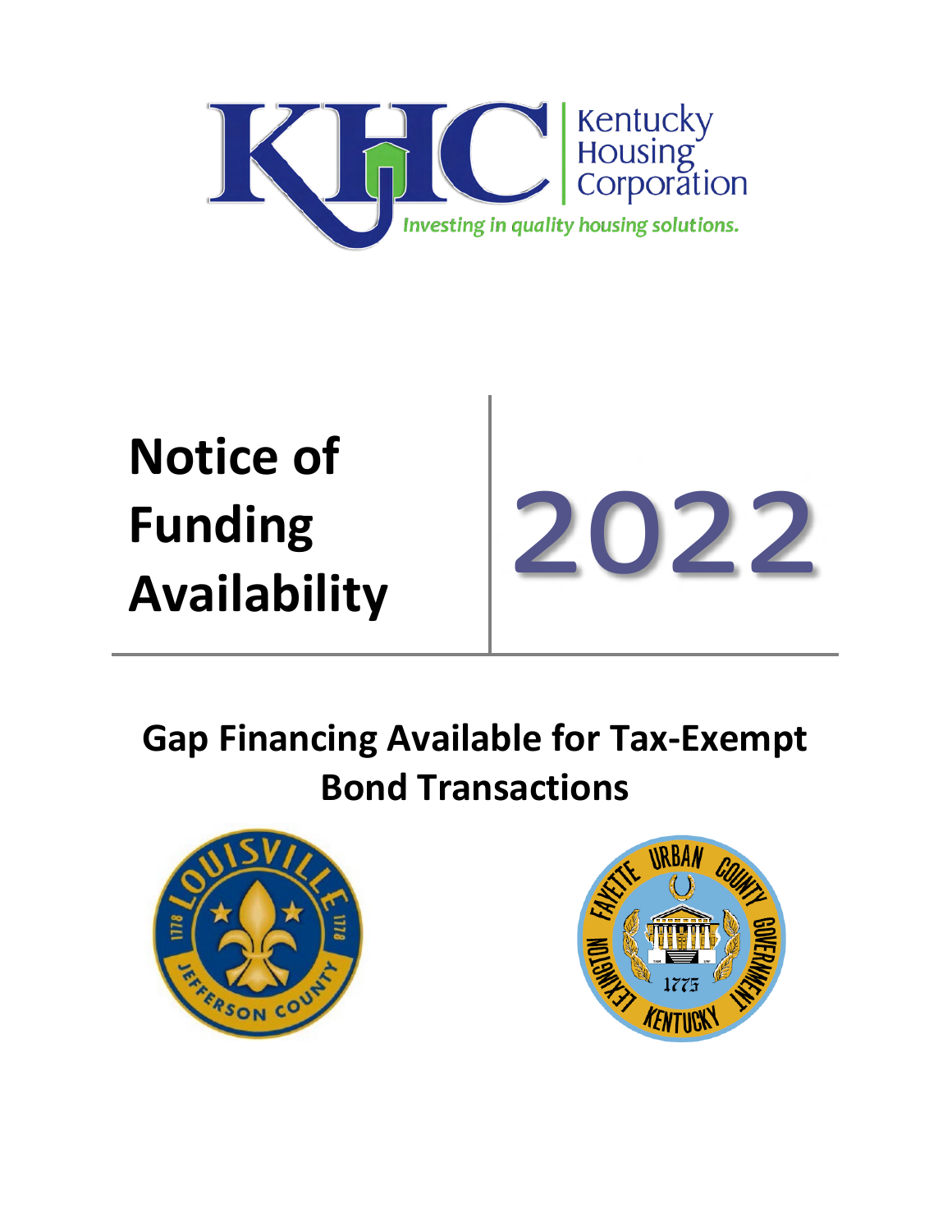Kentucky Housing Corporation

*Investing in quality housing solutions.*

# Notice of Funding Availability

# 2022

## Gap Financing Available for Tax-Exempt Bond Transactions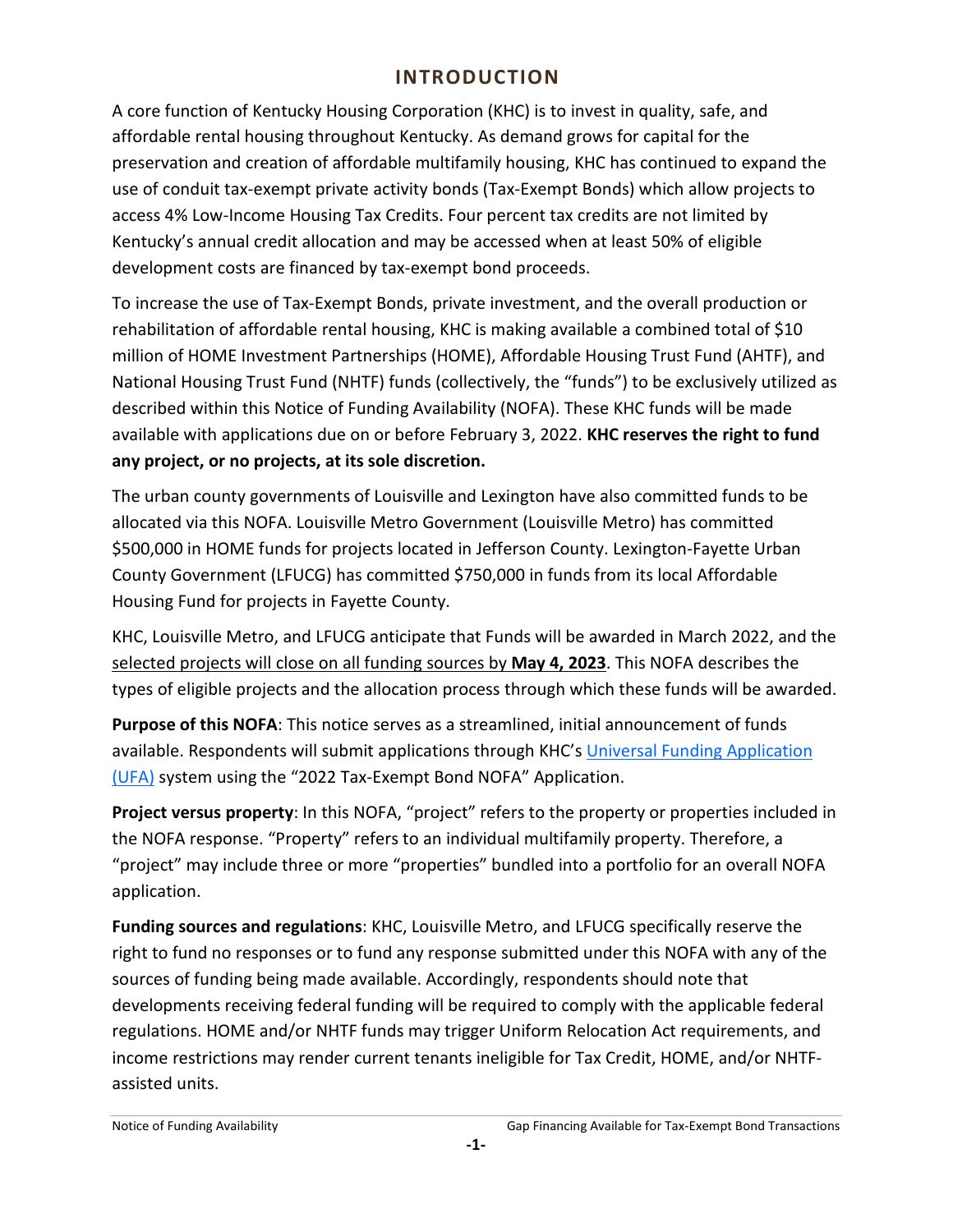# INTRODUCTION

A core function of Kentucky Housing Corporation (KHC) is to invest in quality, safe, and affordable rental housing throughout Kentucky. As demand grows for capital for the preservation and creation of affordable multifamily housing, KHC has continued to expand the use of conduit tax-exempt private activity bonds (Tax-Exempt Bonds) which allow projects to access 4% Low-Income Housing Tax Credits. Four percent tax credits are not limited by Kentucky's annual credit allocation and may be accessed when at least 50% of eligible development costs are financed by tax-exempt bond proceeds.

To increase the use of Tax-Exempt Bonds, private investment, and the overall production or rehabilitation of affordable rental housing, KHC is making available a combined total of $10 million of HOME Investment Partnerships (HOME), Affordable Housing Trust Fund (AHTF), and National Housing Trust Fund (NHTF) funds (collectively, the "funds") to be exclusively utilized as described within this Notice of Funding Availability (NOFA). These KHC funds will be made available with applications due on or before February 3, 2022. **KHC reserves the right to fund any project, or no projects, at its sole discretion.**

The urban county governments of Louisville and Lexington have also committed funds to be allocated via this NOFA. Louisville Metro Government (Louisville Metro) has committed $500,000 in HOME funds for projects located in Jefferson County. Lexington-Fayette Urban County Government (LFUCG) has committed $750,000 in funds from its local Affordable Housing Fund for projects in Fayette County.

KHC, Louisville Metro, and LFUCG anticipate that Funds will be awarded in March 2022, and the selected projects will close on all funding sources by **May 4, 2023**. This NOFA describes the types of eligible projects and the allocation process through which these funds will be awarded.

**Purpose of this NOFA**: This notice serves as a streamlined, initial announcement of funds available. Respondents will submit applications through KHC's [Universal Funding Application (UFA)]() system using the "2022 Tax-Exempt Bond NOFA" Application.

**Project versus property**: In this NOFA, "project" refers to the property or properties included in the NOFA response. "Property" refers to an individual multifamily property. Therefore, a "project" may include three or more "properties" bundled into a portfolio for an overall NOFA application.

**Funding sources and regulations**: KHC, Louisville Metro, and LFUCG specifically reserve the right to fund no responses or to fund any response submitted under this NOFA with any of the sources of funding being made available. Accordingly, respondents should note that developments receiving federal funding will be required to comply with the applicable federal regulations. HOME and/or NHTF funds may trigger Uniform Relocation Act requirements, and income restrictions may render current tenants ineligible for Tax Credit, HOME, and/or NHTF-assisted units.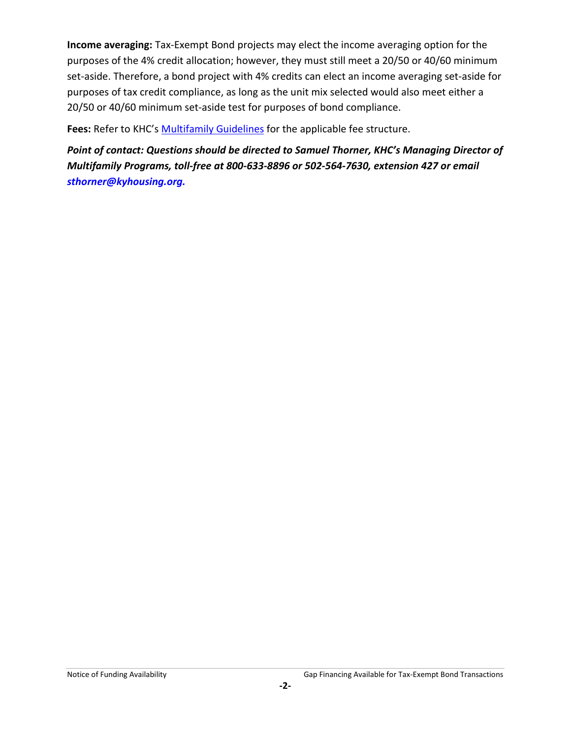**Income averaging:** Tax-Exempt Bond projects may elect the income averaging option for the purposes of the 4% credit allocation; however, they must still meet a 20/50 or 40/60 minimum set-aside. Therefore, a bond project with 4% credits can elect an income averaging set-aside for purposes of tax credit compliance, as long as the unit mix selected would also meet either a 20/50 or 40/60 minimum set-aside test for purposes of bond compliance.

**Fees:** Refer to KHC's Multifamily Guidelines for the applicable fee structure.

***Point of contact: Questions should be directed to Samuel Thorner, KHC's Managing Director of Multifamily Programs, toll-free at 800-633-8896 or 502-564-7630, extension 427 or email sthorner@kyhousing.org.***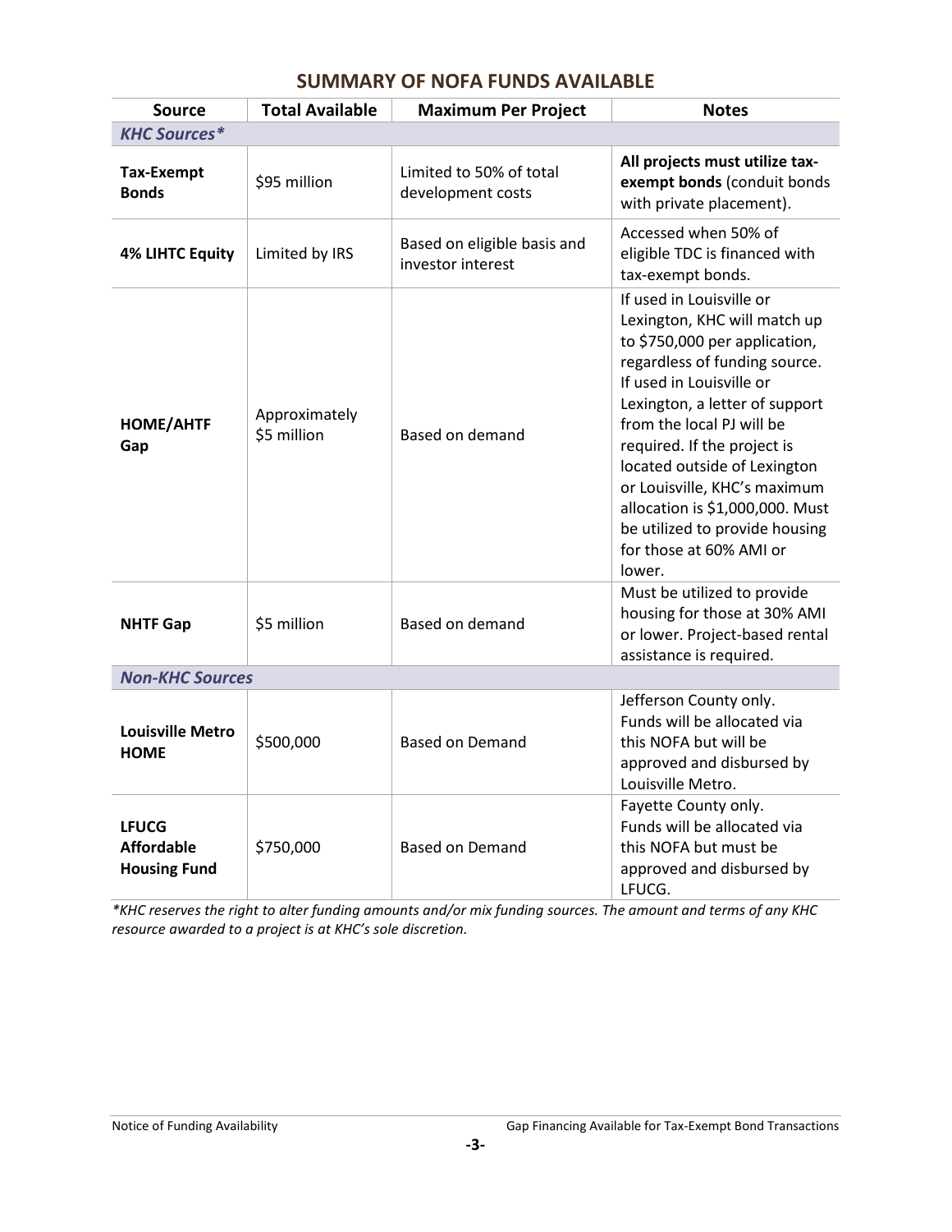## SUMMARY OF NOFA FUNDS AVAILABLE

| Source | Total Available | Maximum Per Project | Notes |
|---|---|---|---|
| ***KHC Sources**** | | | |
| **Tax-Exempt Bonds** | $95 million | Limited to 50% of total development costs | **All projects must utilize tax-exempt bonds** (conduit bonds with private placement). |
| **4% LIHTC Equity** | Limited by IRS | Based on eligible basis and investor interest | Accessed when 50% of eligible TDC is financed with tax-exempt bonds. |
| **HOME/AHTF Gap** | Approximately $5 million | Based on demand | If used in Louisville or Lexington, KHC will match up to $750,000 per application, regardless of funding source. If used in Louisville or Lexington, a letter of support from the local PJ will be required. If the project is located outside of Lexington or Louisville, KHC's maximum allocation is $1,000,000. Must be utilized to provide housing for those at 60% AMI or lower. |
| **NHTF Gap** | $5 million | Based on demand | Must be utilized to provide housing for those at 30% AMI or lower. Project-based rental assistance is required. |
| ***Non-KHC Sources*** | | | |
| **Louisville Metro HOME** | $500,000 | Based on Demand | Jefferson County only. Funds will be allocated via this NOFA but will be approved and disbursed by Louisville Metro. |
| **LFUCG Affordable Housing Fund** | $750,000 | Based on Demand | Fayette County only. Funds will be allocated via this NOFA but must be approved and disbursed by LFUCG. |

*\*KHC reserves the right to alter funding amounts and/or mix funding sources. The amount and terms of any KHC resource awarded to a project is at KHC's sole discretion.*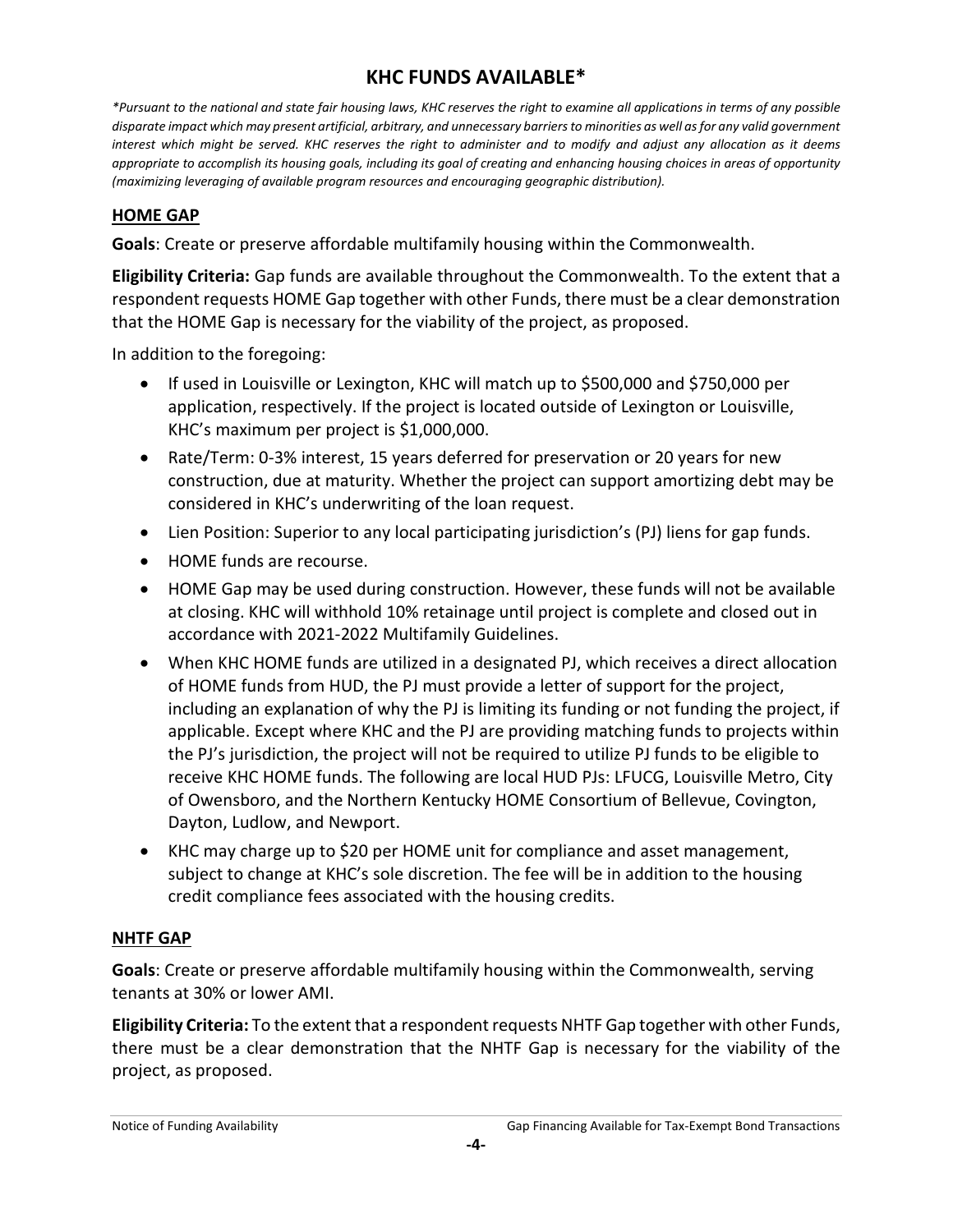# KHC FUNDS AVAILABLE*

*\*Pursuant to the national and state fair housing laws, KHC reserves the right to examine all applications in terms of any possible disparate impact which may present artificial, arbitrary, and unnecessary barriers to minorities as well as for any valid government interest which might be served. KHC reserves the right to administer and to modify and adjust any allocation as it deems appropriate to accomplish its housing goals, including its goal of creating and enhancing housing choices in areas of opportunity (maximizing leveraging of available program resources and encouraging geographic distribution).*

## HOME GAP

**Goals**: Create or preserve affordable multifamily housing within the Commonwealth.

**Eligibility Criteria:** Gap funds are available throughout the Commonwealth. To the extent that a respondent requests HOME Gap together with other Funds, there must be a clear demonstration that the HOME Gap is necessary for the viability of the project, as proposed.

In addition to the foregoing:

- If used in Louisville or Lexington, KHC will match up to $500,000 and $750,000 per application, respectively. If the project is located outside of Lexington or Louisville, KHC's maximum per project is $1,000,000.
- Rate/Term: 0-3% interest, 15 years deferred for preservation or 20 years for new construction, due at maturity. Whether the project can support amortizing debt may be considered in KHC's underwriting of the loan request.
- Lien Position: Superior to any local participating jurisdiction's (PJ) liens for gap funds.
- HOME funds are recourse.
- HOME Gap may be used during construction. However, these funds will not be available at closing. KHC will withhold 10% retainage until project is complete and closed out in accordance with 2021-2022 Multifamily Guidelines.
- When KHC HOME funds are utilized in a designated PJ, which receives a direct allocation of HOME funds from HUD, the PJ must provide a letter of support for the project, including an explanation of why the PJ is limiting its funding or not funding the project, if applicable. Except where KHC and the PJ are providing matching funds to projects within the PJ's jurisdiction, the project will not be required to utilize PJ funds to be eligible to receive KHC HOME funds. The following are local HUD PJs: LFUCG, Louisville Metro, City of Owensboro, and the Northern Kentucky HOME Consortium of Bellevue, Covington, Dayton, Ludlow, and Newport.
- KHC may charge up to $20 per HOME unit for compliance and asset management, subject to change at KHC's sole discretion. The fee will be in addition to the housing credit compliance fees associated with the housing credits.

## NHTF GAP

**Goals**: Create or preserve affordable multifamily housing within the Commonwealth, serving tenants at 30% or lower AMI.

**Eligibility Criteria:** To the extent that a respondent requests NHTF Gap together with other Funds, there must be a clear demonstration that the NHTF Gap is necessary for the viability of the project, as proposed.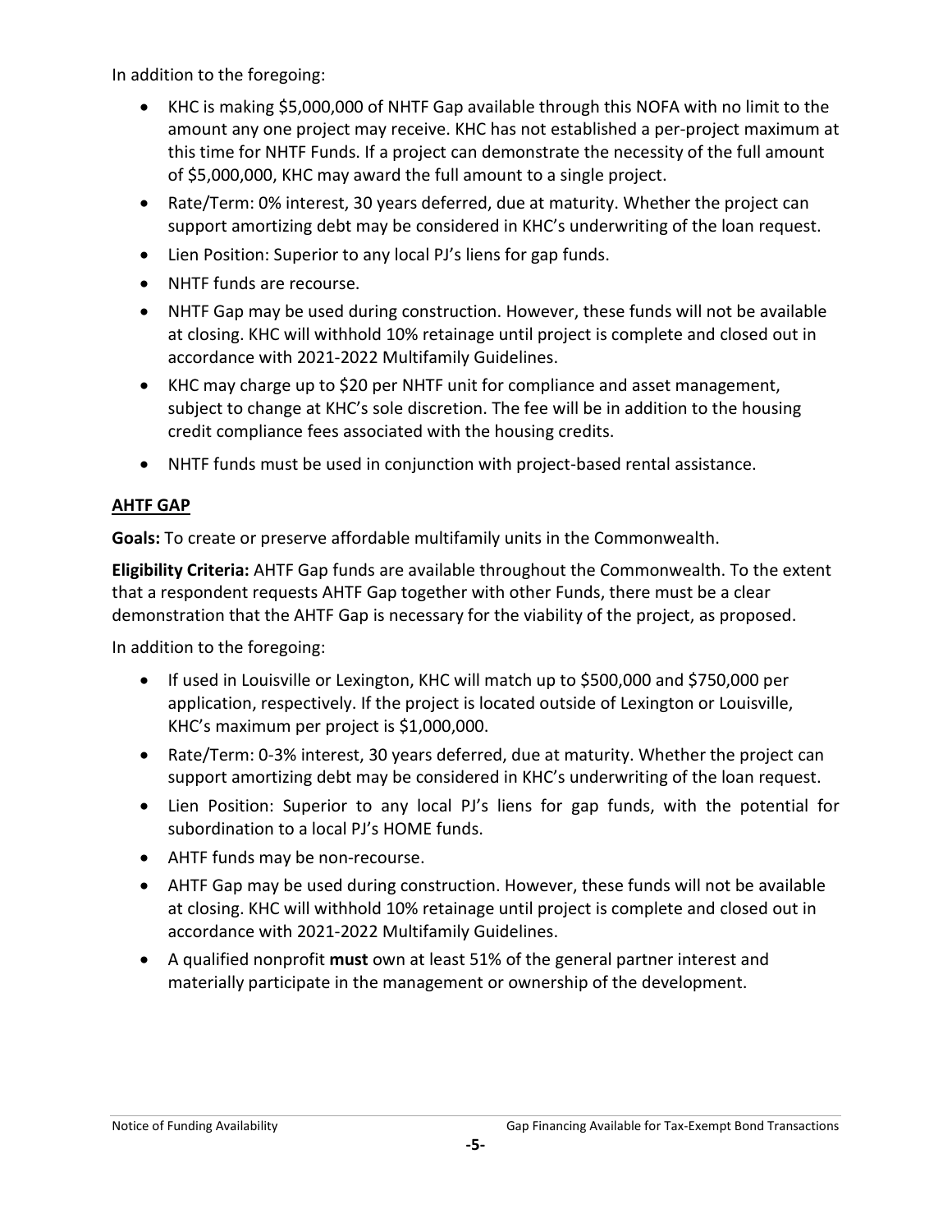In addition to the foregoing:

- KHC is making $5,000,000 of NHTF Gap available through this NOFA with no limit to the amount any one project may receive. KHC has not established a per-project maximum at this time for NHTF Funds. If a project can demonstrate the necessity of the full amount of $5,000,000, KHC may award the full amount to a single project.
- Rate/Term: 0% interest, 30 years deferred, due at maturity. Whether the project can support amortizing debt may be considered in KHC's underwriting of the loan request.
- Lien Position: Superior to any local PJ's liens for gap funds.
- NHTF funds are recourse.
- NHTF Gap may be used during construction. However, these funds will not be available at closing. KHC will withhold 10% retainage until project is complete and closed out in accordance with 2021-2022 Multifamily Guidelines.
- KHC may charge up to $20 per NHTF unit for compliance and asset management, subject to change at KHC's sole discretion. The fee will be in addition to the housing credit compliance fees associated with the housing credits.
- NHTF funds must be used in conjunction with project-based rental assistance.

## AHTF GAP

**Goals:** To create or preserve affordable multifamily units in the Commonwealth.

**Eligibility Criteria:** AHTF Gap funds are available throughout the Commonwealth. To the extent that a respondent requests AHTF Gap together with other Funds, there must be a clear demonstration that the AHTF Gap is necessary for the viability of the project, as proposed.

In addition to the foregoing:

- If used in Louisville or Lexington, KHC will match up to $500,000 and $750,000 per application, respectively. If the project is located outside of Lexington or Louisville, KHC's maximum per project is $1,000,000.
- Rate/Term: 0-3% interest, 30 years deferred, due at maturity. Whether the project can support amortizing debt may be considered in KHC's underwriting of the loan request.
- Lien Position: Superior to any local PJ's liens for gap funds, with the potential for subordination to a local PJ's HOME funds.
- AHTF funds may be non-recourse.
- AHTF Gap may be used during construction. However, these funds will not be available at closing. KHC will withhold 10% retainage until project is complete and closed out in accordance with 2021-2022 Multifamily Guidelines.
- A qualified nonprofit **must** own at least 51% of the general partner interest and materially participate in the management or ownership of the development.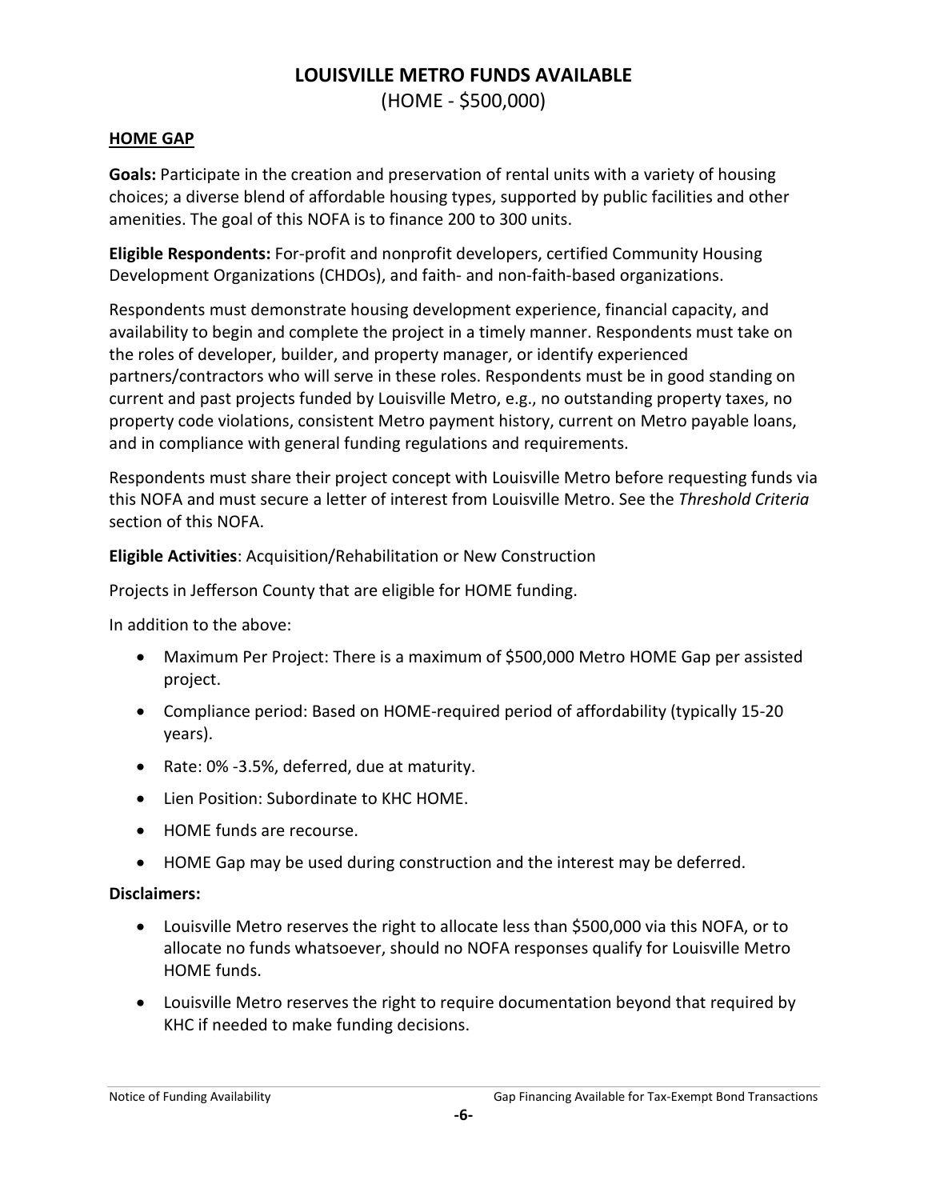# LOUISVILLE METRO FUNDS AVAILABLE

(HOME - $500,000)

## HOME GAP

**Goals:** Participate in the creation and preservation of rental units with a variety of housing choices; a diverse blend of affordable housing types, supported by public facilities and other amenities. The goal of this NOFA is to finance 200 to 300 units.

**Eligible Respondents:** For-profit and nonprofit developers, certified Community Housing Development Organizations (CHDOs), and faith- and non-faith-based organizations.

Respondents must demonstrate housing development experience, financial capacity, and availability to begin and complete the project in a timely manner. Respondents must take on the roles of developer, builder, and property manager, or identify experienced partners/contractors who will serve in these roles. Respondents must be in good standing on current and past projects funded by Louisville Metro, e.g., no outstanding property taxes, no property code violations, consistent Metro payment history, current on Metro payable loans, and in compliance with general funding regulations and requirements.

Respondents must share their project concept with Louisville Metro before requesting funds via this NOFA and must secure a letter of interest from Louisville Metro. See the *Threshold Criteria* section of this NOFA.

**Eligible Activities**: Acquisition/Rehabilitation or New Construction

Projects in Jefferson County that are eligible for HOME funding.

In addition to the above:

- Maximum Per Project: There is a maximum of $500,000 Metro HOME Gap per assisted project.
- Compliance period: Based on HOME-required period of affordability (typically 15-20 years).
- Rate: 0% -3.5%, deferred, due at maturity.
- Lien Position: Subordinate to KHC HOME.
- HOME funds are recourse.
- HOME Gap may be used during construction and the interest may be deferred.

**Disclaimers:**

- Louisville Metro reserves the right to allocate less than $500,000 via this NOFA, or to allocate no funds whatsoever, should no NOFA responses qualify for Louisville Metro HOME funds.
- Louisville Metro reserves the right to require documentation beyond that required by KHC if needed to make funding decisions.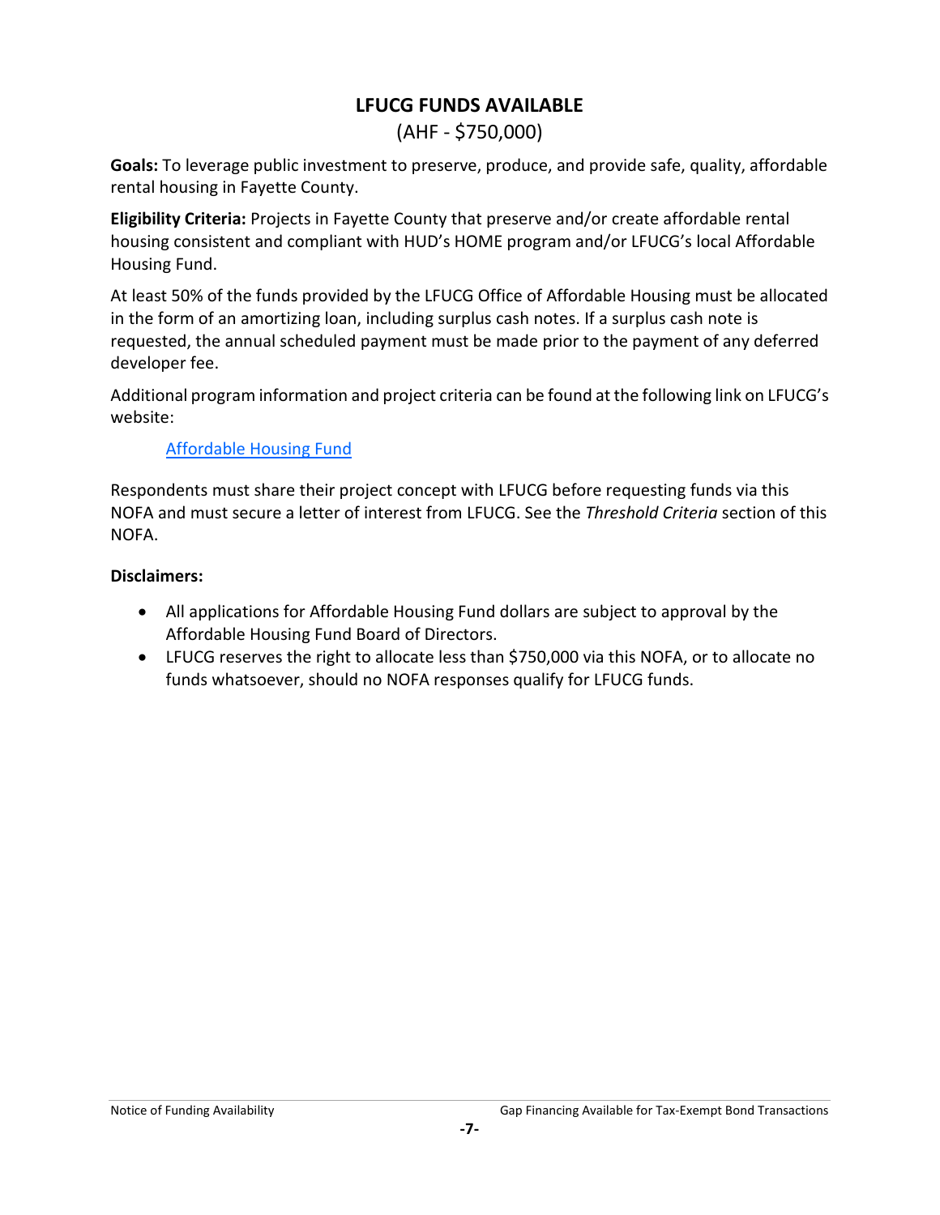# LFUCG FUNDS AVAILABLE

(AHF - $750,000)

**Goals:** To leverage public investment to preserve, produce, and provide safe, quality, affordable rental housing in Fayette County.

**Eligibility Criteria:** Projects in Fayette County that preserve and/or create affordable rental housing consistent and compliant with HUD's HOME program and/or LFUCG's local Affordable Housing Fund.

At least 50% of the funds provided by the LFUCG Office of Affordable Housing must be allocated in the form of an amortizing loan, including surplus cash notes. If a surplus cash note is requested, the annual scheduled payment must be made prior to the payment of any deferred developer fee.

Additional program information and project criteria can be found at the following link on LFUCG's website:

Affordable Housing Fund

Respondents must share their project concept with LFUCG before requesting funds via this NOFA and must secure a letter of interest from LFUCG. See the *Threshold Criteria* section of this NOFA.

**Disclaimers:**

- All applications for Affordable Housing Fund dollars are subject to approval by the Affordable Housing Fund Board of Directors.
- LFUCG reserves the right to allocate less than $750,000 via this NOFA, or to allocate no funds whatsoever, should no NOFA responses qualify for LFUCG funds.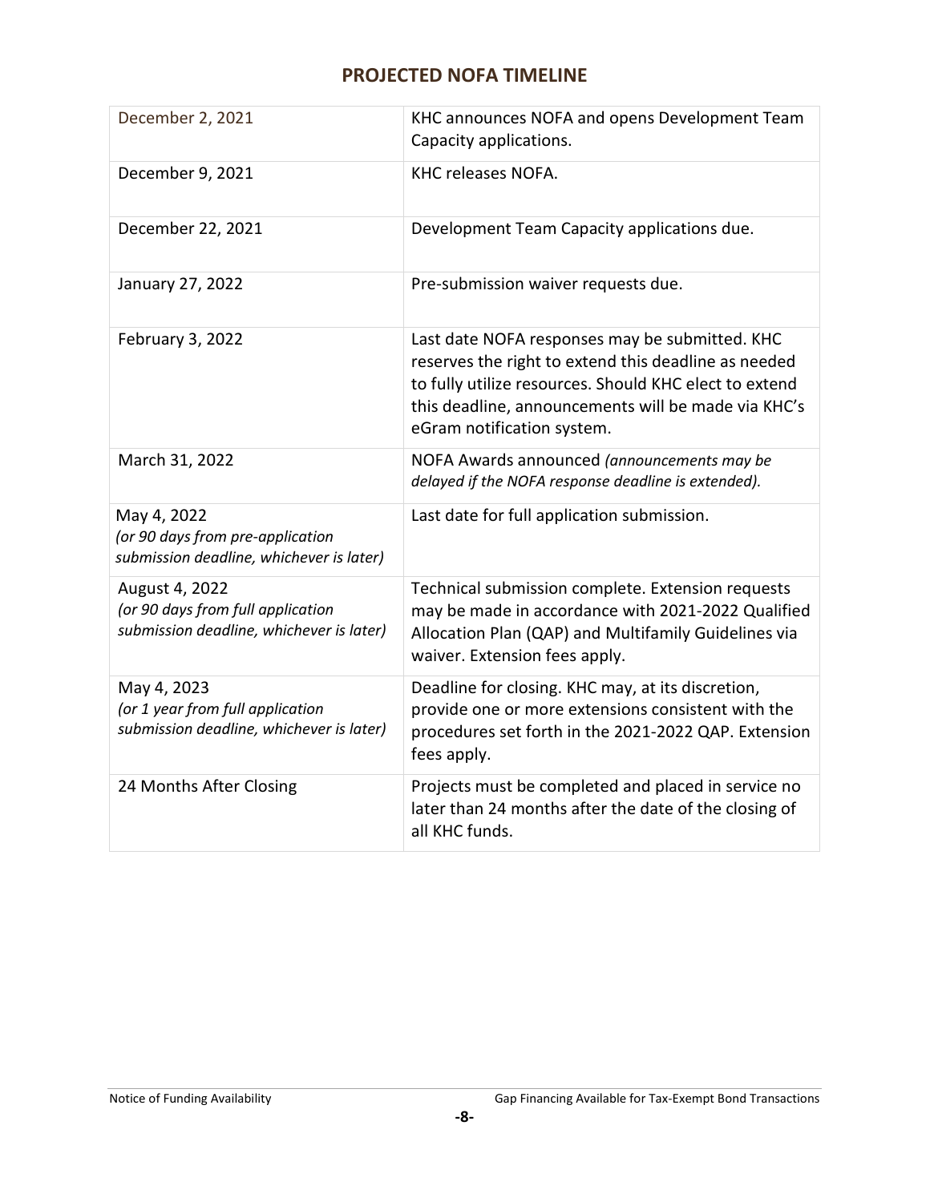## PROJECTED NOFA TIMELINE

| | |
|---|---|
| December 2, 2021 | KHC announces NOFA and opens Development Team Capacity applications. |
| December 9, 2021 | KHC releases NOFA. |
| December 22, 2021 | Development Team Capacity applications due. |
| January 27, 2022 | Pre-submission waiver requests due. |
| February 3, 2022 | Last date NOFA responses may be submitted. KHC reserves the right to extend this deadline as needed to fully utilize resources. Should KHC elect to extend this deadline, announcements will be made via KHC's eGram notification system. |
| March 31, 2022 | NOFA Awards announced *(announcements may be delayed if the NOFA response deadline is extended).* |
| May 4, 2022 *(or 90 days from pre-application submission deadline, whichever is later)* | Last date for full application submission. |
| August 4, 2022 *(or 90 days from full application submission deadline, whichever is later)* | Technical submission complete. Extension requests may be made in accordance with 2021-2022 Qualified Allocation Plan (QAP) and Multifamily Guidelines via waiver. Extension fees apply. |
| May 4, 2023 *(or 1 year from full application submission deadline, whichever is later)* | Deadline for closing. KHC may, at its discretion, provide one or more extensions consistent with the procedures set forth in the 2021-2022 QAP. Extension fees apply. |
| 24 Months After Closing | Projects must be completed and placed in service no later than 24 months after the date of the closing of all KHC funds. |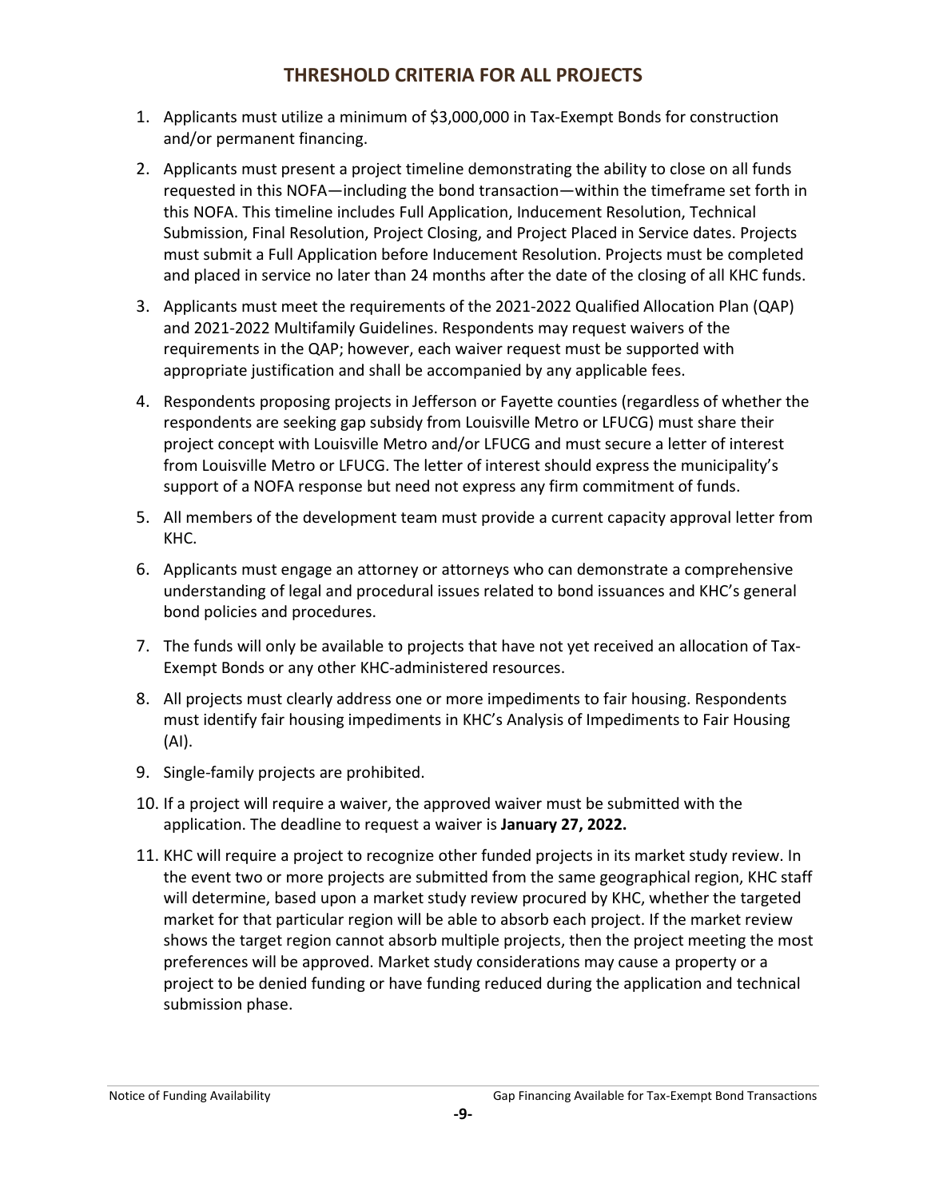## THRESHOLD CRITERIA FOR ALL PROJECTS

1. Applicants must utilize a minimum of $3,000,000 in Tax-Exempt Bonds for construction and/or permanent financing.
2. Applicants must present a project timeline demonstrating the ability to close on all funds requested in this NOFA—including the bond transaction—within the timeframe set forth in this NOFA. This timeline includes Full Application, Inducement Resolution, Technical Submission, Final Resolution, Project Closing, and Project Placed in Service dates. Projects must submit a Full Application before Inducement Resolution. Projects must be completed and placed in service no later than 24 months after the date of the closing of all KHC funds.
3. Applicants must meet the requirements of the 2021-2022 Qualified Allocation Plan (QAP) and 2021-2022 Multifamily Guidelines. Respondents may request waivers of the requirements in the QAP; however, each waiver request must be supported with appropriate justification and shall be accompanied by any applicable fees.
4. Respondents proposing projects in Jefferson or Fayette counties (regardless of whether the respondents are seeking gap subsidy from Louisville Metro or LFUCG) must share their project concept with Louisville Metro and/or LFUCG and must secure a letter of interest from Louisville Metro or LFUCG. The letter of interest should express the municipality's support of a NOFA response but need not express any firm commitment of funds.
5. All members of the development team must provide a current capacity approval letter from KHC.
6. Applicants must engage an attorney or attorneys who can demonstrate a comprehensive understanding of legal and procedural issues related to bond issuances and KHC's general bond policies and procedures.
7. The funds will only be available to projects that have not yet received an allocation of Tax-Exempt Bonds or any other KHC-administered resources.
8. All projects must clearly address one or more impediments to fair housing. Respondents must identify fair housing impediments in KHC's Analysis of Impediments to Fair Housing (AI).
9. Single-family projects are prohibited.
10. If a project will require a waiver, the approved waiver must be submitted with the application. The deadline to request a waiver is **January 27, 2022.**
11. KHC will require a project to recognize other funded projects in its market study review. In the event two or more projects are submitted from the same geographical region, KHC staff will determine, based upon a market study review procured by KHC, whether the targeted market for that particular region will be able to absorb each project. If the market review shows the target region cannot absorb multiple projects, then the project meeting the most preferences will be approved. Market study considerations may cause a property or a project to be denied funding or have funding reduced during the application and technical submission phase.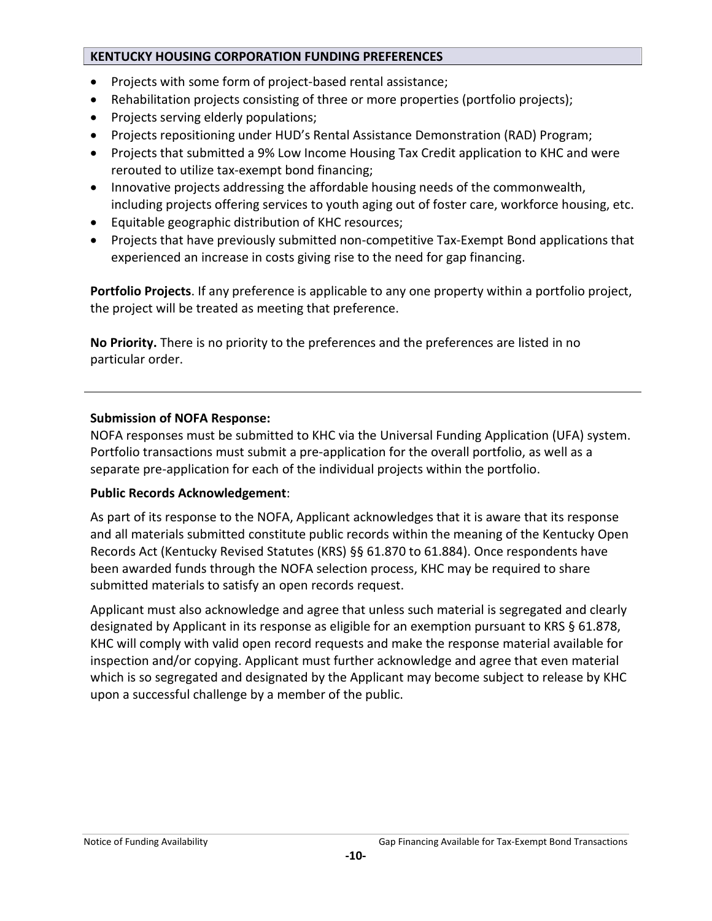## KENTUCKY HOUSING CORPORATION FUNDING PREFERENCES

- Projects with some form of project-based rental assistance;
- Rehabilitation projects consisting of three or more properties (portfolio projects);
- Projects serving elderly populations;
- Projects repositioning under HUD's Rental Assistance Demonstration (RAD) Program;
- Projects that submitted a 9% Low Income Housing Tax Credit application to KHC and were rerouted to utilize tax-exempt bond financing;
- Innovative projects addressing the affordable housing needs of the commonwealth, including projects offering services to youth aging out of foster care, workforce housing, etc.
- Equitable geographic distribution of KHC resources;
- Projects that have previously submitted non-competitive Tax-Exempt Bond applications that experienced an increase in costs giving rise to the need for gap financing.

**Portfolio Projects**. If any preference is applicable to any one property within a portfolio project, the project will be treated as meeting that preference.

**No Priority.** There is no priority to the preferences and the preferences are listed in no particular order.

---

**Submission of NOFA Response:**

NOFA responses must be submitted to KHC via the Universal Funding Application (UFA) system. Portfolio transactions must submit a pre-application for the overall portfolio, as well as a separate pre-application for each of the individual projects within the portfolio.

**Public Records Acknowledgement**:

As part of its response to the NOFA, Applicant acknowledges that it is aware that its response and all materials submitted constitute public records within the meaning of the Kentucky Open Records Act (Kentucky Revised Statutes (KRS) §§ 61.870 to 61.884). Once respondents have been awarded funds through the NOFA selection process, KHC may be required to share submitted materials to satisfy an open records request.

Applicant must also acknowledge and agree that unless such material is segregated and clearly designated by Applicant in its response as eligible for an exemption pursuant to KRS § 61.878, KHC will comply with valid open record requests and make the response material available for inspection and/or copying. Applicant must further acknowledge and agree that even material which is so segregated and designated by the Applicant may become subject to release by KHC upon a successful challenge by a member of the public.